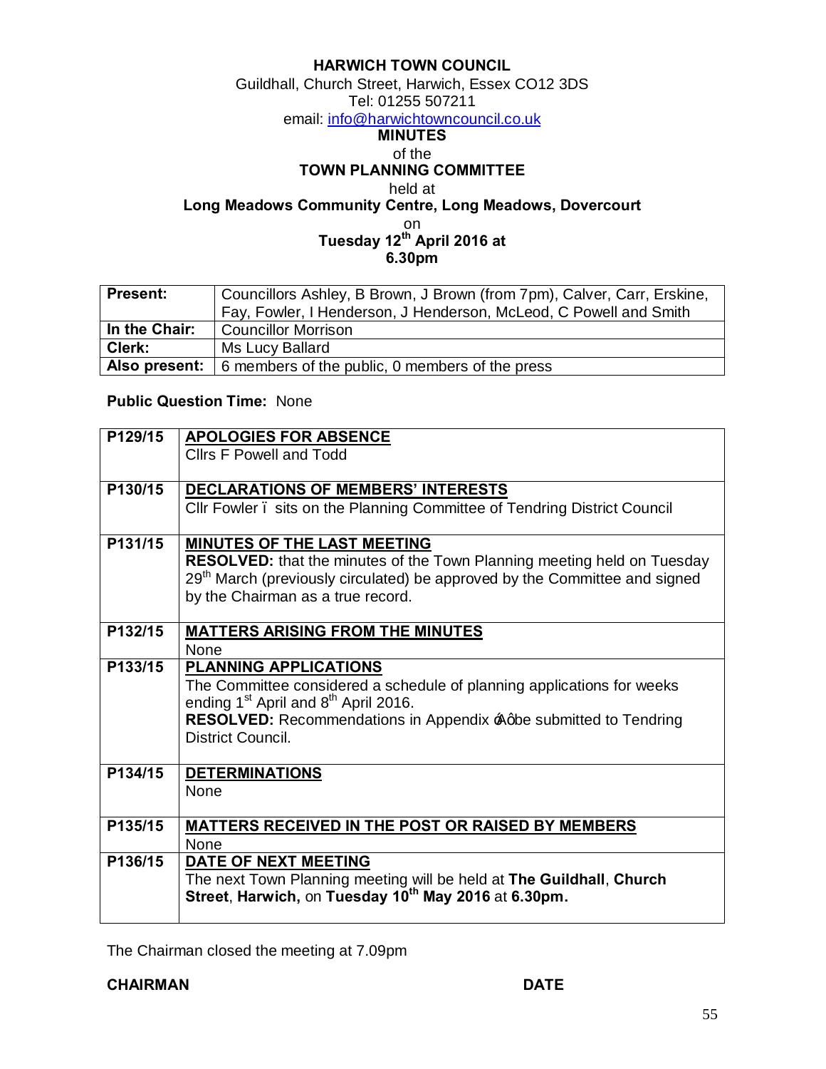# HARWICH TOWN COUNCIL

Guildhall, Church Street, Harwich, Essex CO12 3DS
Tel: 01255 507211
email: info@harwichtowncouncil.co.uk

## MINUTES
of the
## TOWN PLANNING COMMITTEE
held at
**Long Meadows Community Centre, Long Meadows, Dovercourt**
on
**Tuesday 12th April 2016 at 6.30pm**

| **Present:** | Councillors Ashley, B Brown, J Brown (from 7pm), Calver, Carr, Erskine, Fay, Fowler, I Henderson, J Henderson, McLeod, C Powell and Smith |
|---|---|
| **In the Chair:** | Councillor Morrison |
| **Clerk:** | Ms Lucy Ballard |
| **Also present:** | 6 members of the public, 0 members of the press |

**Public Question Time:** None

| | |
|---|---|
| P129/15 | **APOLOGIES FOR ABSENCE**<br>Cllrs F Powell and Todd |
| P130/15 | **DECLARATIONS OF MEMBERS' INTERESTS**<br>Cllr Fowler – sits on the Planning Committee of Tendring District Council |
| P131/15 | **MINUTES OF THE LAST MEETING**<br>**RESOLVED:** that the minutes of the Town Planning meeting held on Tuesday 29th March (previously circulated) be approved by the Committee and signed by the Chairman as a true record. |
| P132/15 | **MATTERS ARISING FROM THE MINUTES**<br>None |
| P133/15 | **PLANNING APPLICATIONS**<br>The Committee considered a schedule of planning applications for weeks ending 1st April and 8th April 2016.<br>**RESOLVED:** Recommendations in Appendix 'A' be submitted to Tendring District Council. |
| P134/15 | **DETERMINATIONS**<br>None |
| P135/15 | **MATTERS RECEIVED IN THE POST OR RAISED BY MEMBERS**<br>None |
| P136/15 | **DATE OF NEXT MEETING**<br>The next Town Planning meeting will be held at **The Guildhall**, **Church Street**, **Harwich,** on **Tuesday 10th May 2016** at **6.30pm.** |

The Chairman closed the meeting at 7.09pm

**CHAIRMAN** **DATE**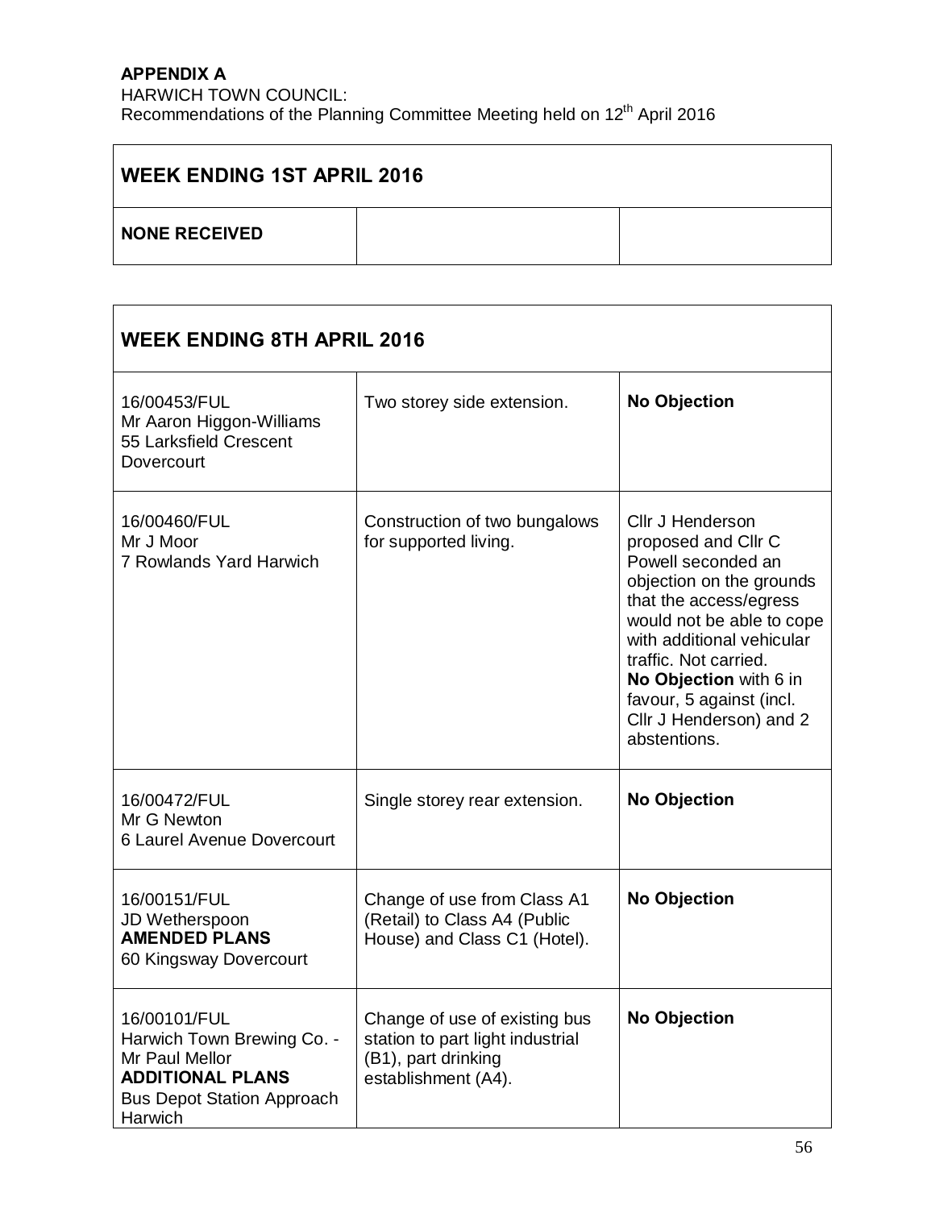**APPENDIX A**
HARWICH TOWN COUNCIL:
Recommendations of the Planning Committee Meeting held on 12th April 2016

| **WEEK ENDING 1ST APRIL 2016** | | |
|---|---|---|
| **NONE RECEIVED** | | |

| **WEEK ENDING 8TH APRIL 2016** | | |
|---|---|---|
| 16/00453/FUL<br>Mr Aaron Higgon-Williams<br>55 Larksfield Crescent<br>Dovercourt | Two storey side extension. | **No Objection** |
| 16/00460/FUL<br>Mr J Moor<br>7 Rowlands Yard Harwich | Construction of two bungalows for supported living. | Cllr J Henderson proposed and Cllr C Powell seconded an objection on the grounds that the access/egress would not be able to cope with additional vehicular traffic. Not carried.<br>**No Objection** with 6 in favour, 5 against (incl. Cllr J Henderson) and 2 abstentions. |
| 16/00472/FUL<br>Mr G Newton<br>6 Laurel Avenue Dovercourt | Single storey rear extension. | **No Objection** |
| 16/00151/FUL<br>JD Wetherspoon<br>**AMENDED PLANS**<br>60 Kingsway Dovercourt | Change of use from Class A1 (Retail) to Class A4 (Public House) and Class C1 (Hotel). | **No Objection** |
| 16/00101/FUL<br>Harwich Town Brewing Co. - Mr Paul Mellor<br>**ADDITIONAL PLANS**<br>Bus Depot Station Approach Harwich | Change of use of existing bus station to part light industrial (B1), part drinking establishment (A4). | **No Objection** |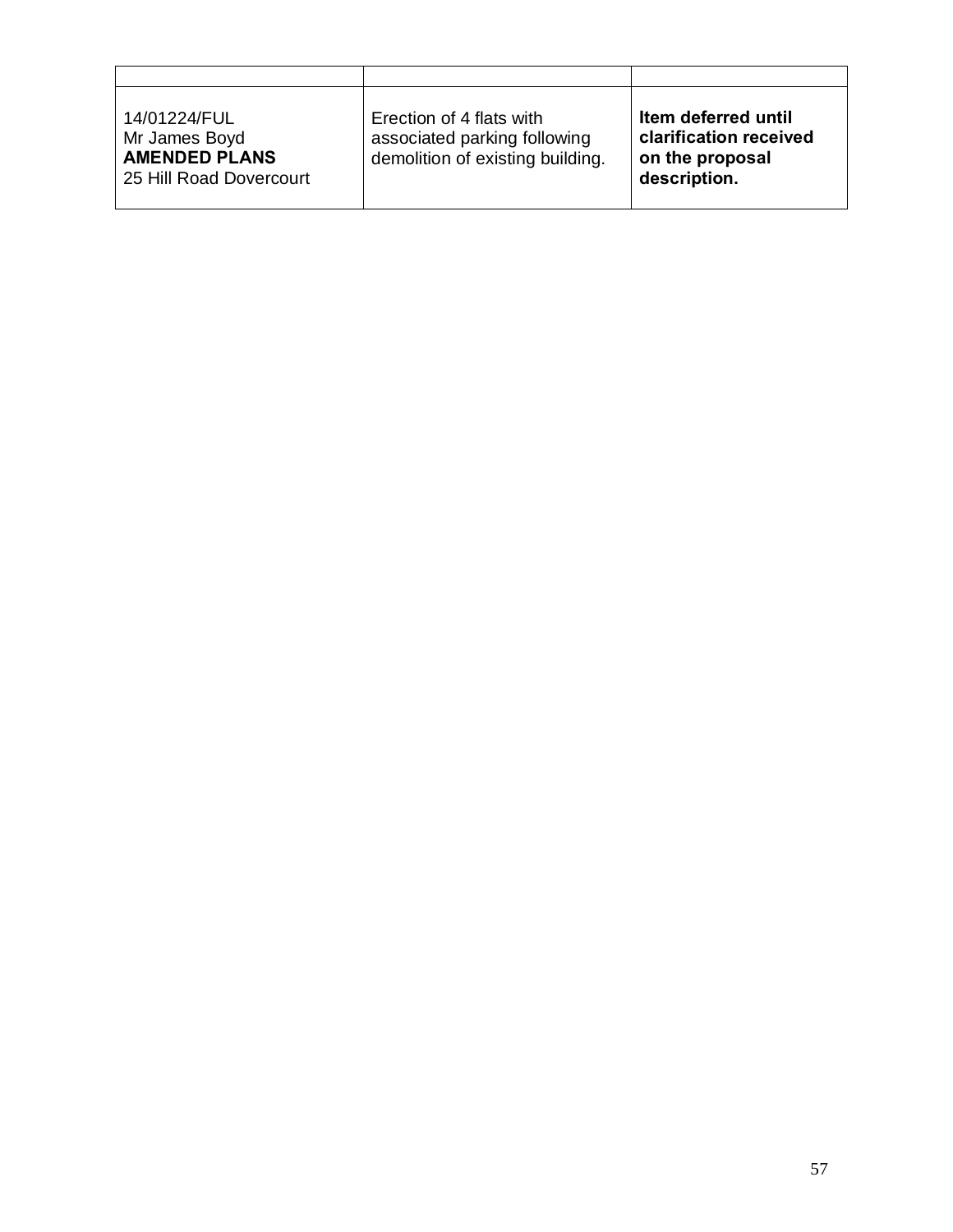| | | |
|---|---|---|
| 14/01224/FUL<br>Mr James Boyd<br>**AMENDED PLANS**<br>25 Hill Road Dovercourt | Erection of 4 flats with associated parking following demolition of existing building. | **Item deferred until clarification received on the proposal description.** |